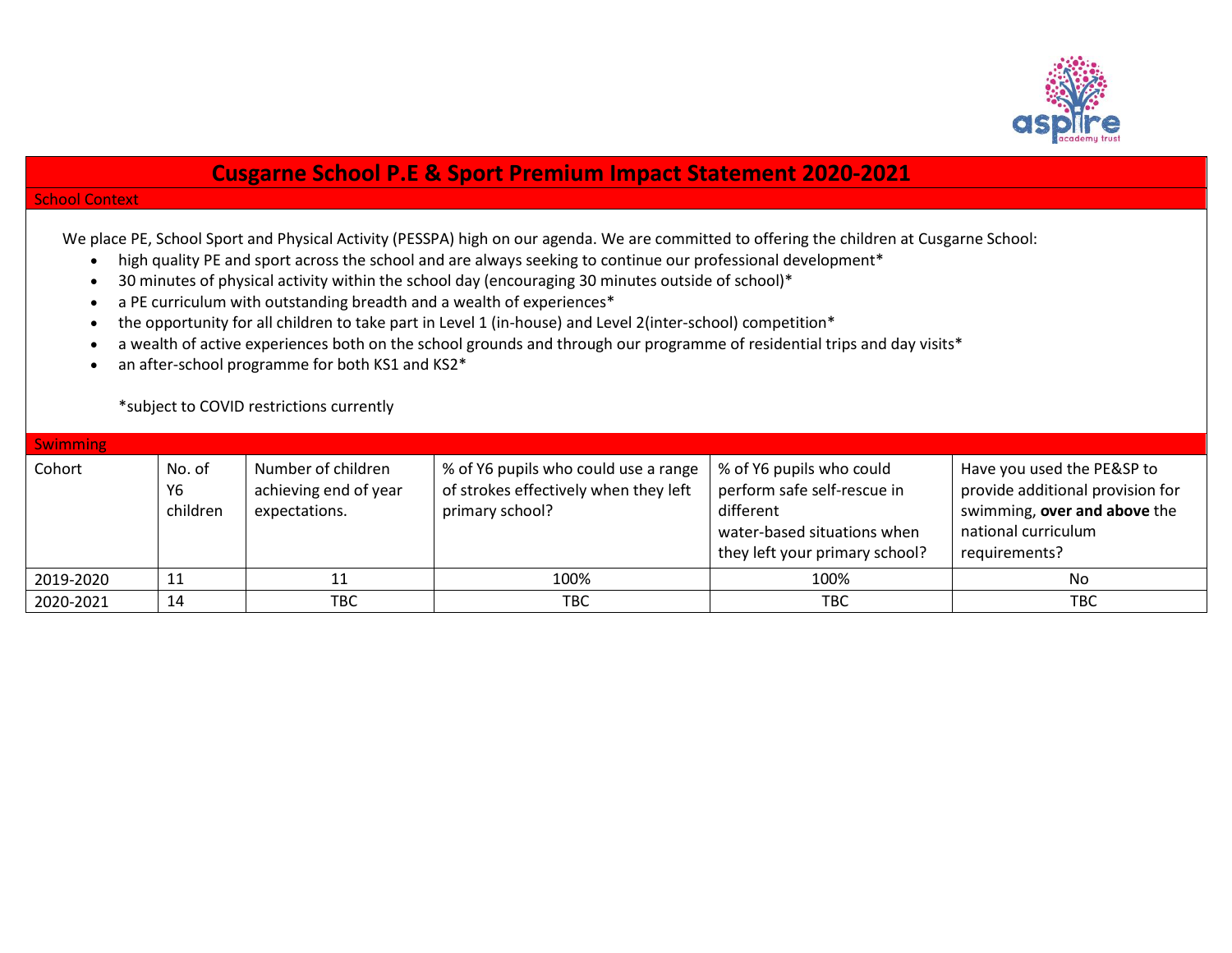# Cusgarne School P.E & Sport Premium Impact Statement 2020-2021

## School Context

We place PE, School Sport and Physical Activity (PESSPA) high on our agenda. We are committed to offering the children at Cusgarne School:

- high quality PE and sport across the school and are always seeking to continue our professional development*
- 30 minutes of physical activity within the school day (encouraging 30 minutes outside of school)*
- a PE curriculum with outstanding breadth and a wealth of experiences*
- the opportunity for all children to take part in Level 1 (in-house) and Level 2(inter-school) competition*
- a wealth of active experiences both on the school grounds and through our programme of residential trips and day visits*
- an after-school programme for both KS1 and KS2*

*subject to COVID restrictions currently

## Swimming

| Cohort | No. of Y6 children | Number of children achieving end of year expectations. | % of Y6 pupils who could use a range of strokes effectively when they left primary school? | % of Y6 pupils who could perform safe self-rescue in different water-based situations when they left your primary school? | Have you used the PE&SP to provide additional provision for swimming, **over and above** the national curriculum requirements? |
|---|---|---|---|---|---|
| 2019-2020 | 11 | 11 | 100% | 100% | No |
| 2020-2021 | 14 | TBC | TBC | TBC | TBC |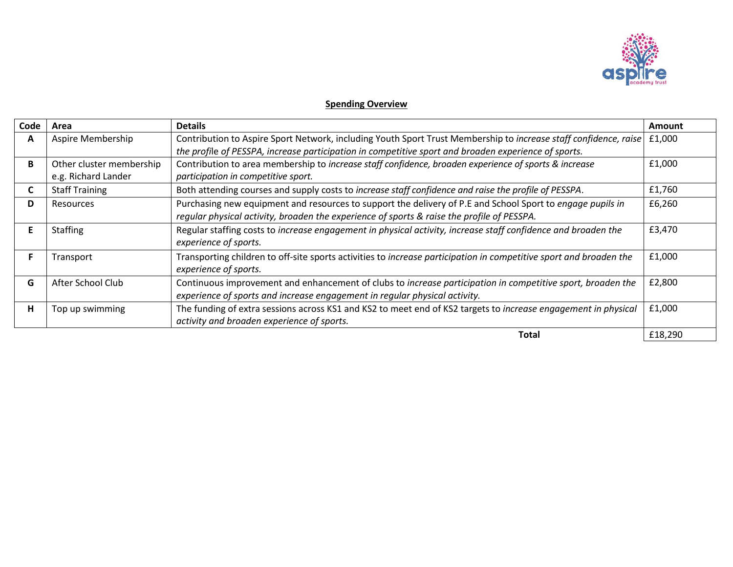**Spending Overview**

| Code | Area | Details | Amount |
|---|---|---|---|
| **A** | Aspire Membership | Contribution to Aspire Sport Network, including Youth Sport Trust Membership to *increase staff confidence, raise the profile of PESSPA, increase participation in competitive sport and broaden experience of sports.* | £1,000 |
| **B** | Other cluster membership e.g. Richard Lander | Contribution to area membership to *increase staff confidence, broaden experience of sports & increase participation in competitive sport.* | £1,000 |
| **C** | Staff Training | Both attending courses and supply costs to *increase staff confidence and raise the profile of PESSPA*. | £1,760 |
| **D** | Resources | Purchasing new equipment and resources to support the delivery of P.E and School Sport to *engage pupils in regular physical activity, broaden the experience of sports & raise the profile of PESSPA.* | £6,260 |
| **E** | Staffing | Regular staffing costs to *increase engagement in physical activity, increase staff confidence and broaden the experience of sports.* | £3,470 |
| **F** | Transport | Transporting children to off-site sports activities to *increase participation in competitive sport and broaden the experience of sports.* | £1,000 |
| **G** | After School Club | Continuous improvement and enhancement of clubs to *increase participation in competitive sport, broaden the experience of sports and increase engagement in regular physical activity.* | £2,800 |
| **H** | Top up swimming | The funding of extra sessions across KS1 and KS2 to meet end of KS2 targets to *increase engagement in physical activity and broaden experience of sports.* | £1,000 |
| | | **Total** | £18,290 |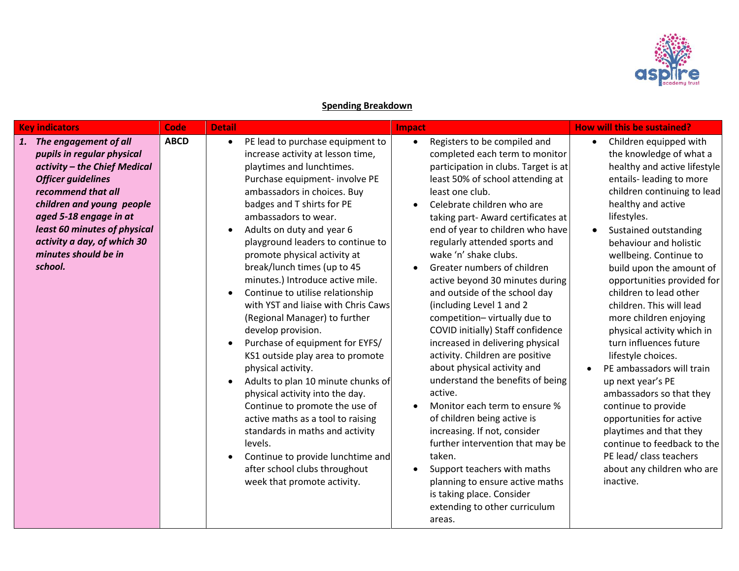## Spending Breakdown

| Key indicators | Code | Detail | Impact | How will this be sustained? |
|---|---|---|---|---|
| ***1. The engagement of all pupils in regular physical activity – the Chief Medical Officer guidelines recommend that all children and young people aged 5-18 engage in at least 60 minutes of physical activity a day, of which 30 minutes should be in school.*** | **ABCD** | • PE lead to purchase equipment to increase activity at lesson time, playtimes and lunchtimes. Purchase equipment- involve PE ambassadors in choices. Buy badges and T shirts for PE ambassadors to wear.<br>• Adults on duty and year 6 playground leaders to continue to promote physical activity at break/lunch times (up to 45 minutes.) Introduce active mile.<br>• Continue to utilise relationship with YST and liaise with Chris Caws (Regional Manager) to further develop provision.<br>• Purchase of equipment for EYFS/ KS1 outside play area to promote physical activity.<br>• Adults to plan 10 minute chunks of physical activity into the day. Continue to promote the use of active maths as a tool to raising standards in maths and activity levels.<br>• Continue to provide lunchtime and after school clubs throughout week that promote activity. | • Registers to be compiled and completed each term to monitor participation in clubs. Target is at least 50% of school attending at least one club.<br>• Celebrate children who are taking part- Award certificates at end of year to children who have regularly attended sports and wake 'n' shake clubs.<br>• Greater numbers of children active beyond 30 minutes during and outside of the school day (including Level 1 and 2 competition– virtually due to COVID initially) Staff confidence increased in delivering physical activity. Children are positive about physical activity and understand the benefits of being active.<br>• Monitor each term to ensure % of children being active is increasing. If not, consider further intervention that may be taken.<br>• Support teachers with maths planning to ensure active maths is taking place. Consider extending to other curriculum areas. | • Children equipped with the knowledge of what a healthy and active lifestyle entails- leading to more children continuing to lead healthy and active lifestyles.<br>• Sustained outstanding behaviour and holistic wellbeing. Continue to build upon the amount of opportunities provided for children to lead other children. This will lead more children enjoying physical activity which in turn influences future lifestyle choices.<br>• PE ambassadors will train up next year's PE ambassadors so that they continue to provide opportunities for active playtimes and that they continue to feedback to the PE lead/ class teachers about any children who are inactive. |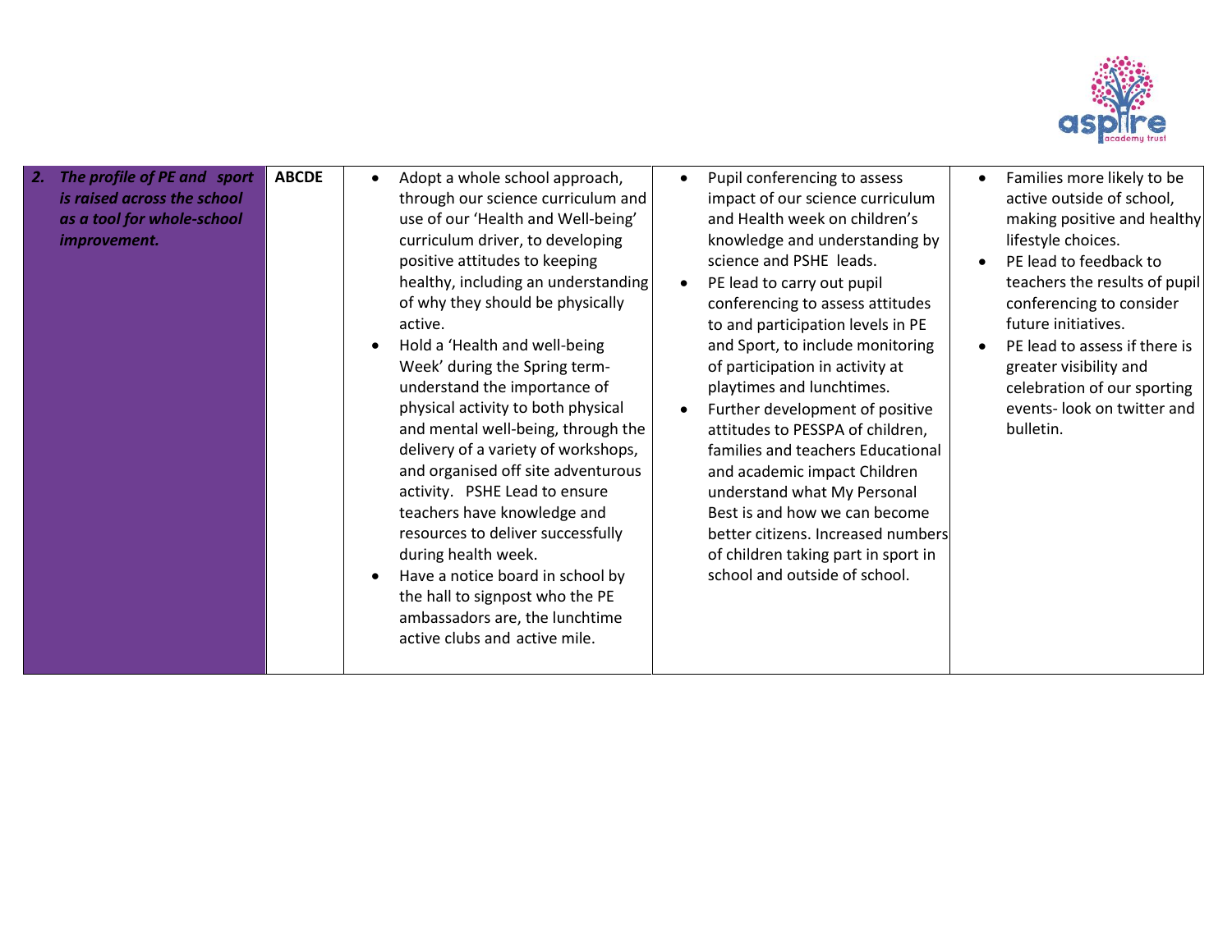| | | | | |
|---|---|---|---|---|
| ***2. The profile of PE and sport is raised across the school as a tool for whole-school improvement.*** | **ABCDE** | • Adopt a whole school approach, through our science curriculum and use of our 'Health and Well-being' curriculum driver, to developing positive attitudes to keeping healthy, including an understanding of why they should be physically active.<br>• Hold a 'Health and well-being Week' during the Spring term- understand the importance of physical activity to both physical and mental well-being, through the delivery of a variety of workshops, and organised off site adventurous activity. PSHE Lead to ensure teachers have knowledge and resources to deliver successfully during health week.<br>• Have a notice board in school by the hall to signpost who the PE ambassadors are, the lunchtime active clubs and active mile. | • Pupil conferencing to assess impact of our science curriculum and Health week on children's knowledge and understanding by science and PSHE leads.<br>• PE lead to carry out pupil conferencing to assess attitudes to and participation levels in PE and Sport, to include monitoring of participation in activity at playtimes and lunchtimes.<br>• Further development of positive attitudes to PESSPA of children, families and teachers Educational and academic impact Children understand what My Personal Best is and how we can become better citizens. Increased numbers of children taking part in sport in school and outside of school. | • Families more likely to be active outside of school, making positive and healthy lifestyle choices.<br>• PE lead to feedback to teachers the results of pupil conferencing to consider future initiatives.<br>• PE lead to assess if there is greater visibility and celebration of our sporting events- look on twitter and bulletin. |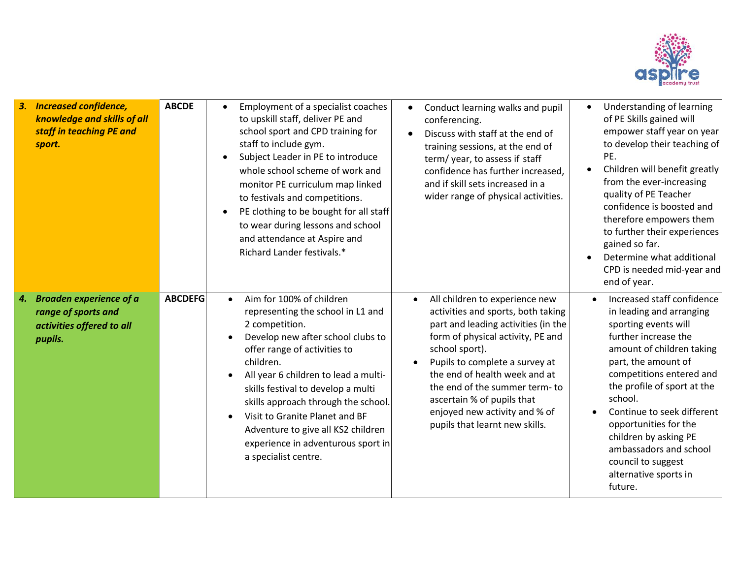| | | | | |
|---|---|---|---|---|
| ***3. Increased confidence, knowledge and skills of all staff in teaching PE and sport.*** | **ABCDE** | • Employment of a specialist coaches to upskill staff, deliver PE and school sport and CPD training for staff to include gym.<br>• Subject Leader in PE to introduce whole school scheme of work and monitor PE curriculum map linked to festivals and competitions.<br>• PE clothing to be bought for all staff to wear during lessons and school and attendance at Aspire and Richard Lander festivals.* | • Conduct learning walks and pupil conferencing.<br>• Discuss with staff at the end of training sessions, at the end of term/ year, to assess if staff confidence has further increased, and if skill sets increased in a wider range of physical activities. | • Understanding of learning of PE Skills gained will empower staff year on year to develop their teaching of PE.<br>• Children will benefit greatly from the ever-increasing quality of PE Teacher confidence is boosted and therefore empowers them to further their experiences gained so far.<br>• Determine what additional CPD is needed mid-year and end of year. |
| ***4. Broaden experience of a range of sports and activities offered to all pupils.*** | **ABCDEFG** | • Aim for 100% of children representing the school in L1 and 2 competition.<br>• Develop new after school clubs to offer range of activities to children.<br>• All year 6 children to lead a multi-skills festival to develop a multi skills approach through the school.<br>• Visit to Granite Planet and BF Adventure to give all KS2 children experience in adventurous sport in a specialist centre. | • All children to experience new activities and sports, both taking part and leading activities (in the form of physical activity, PE and school sport).<br>• Pupils to complete a survey at the end of health week and at the end of the summer term- to ascertain % of pupils that enjoyed new activity and % of pupils that learnt new skills. | • Increased staff confidence in leading and arranging sporting events will further increase the amount of children taking part, the amount of competitions entered and the profile of sport at the school.<br>• Continue to seek different opportunities for the children by asking PE ambassadors and school council to suggest alternative sports in future. |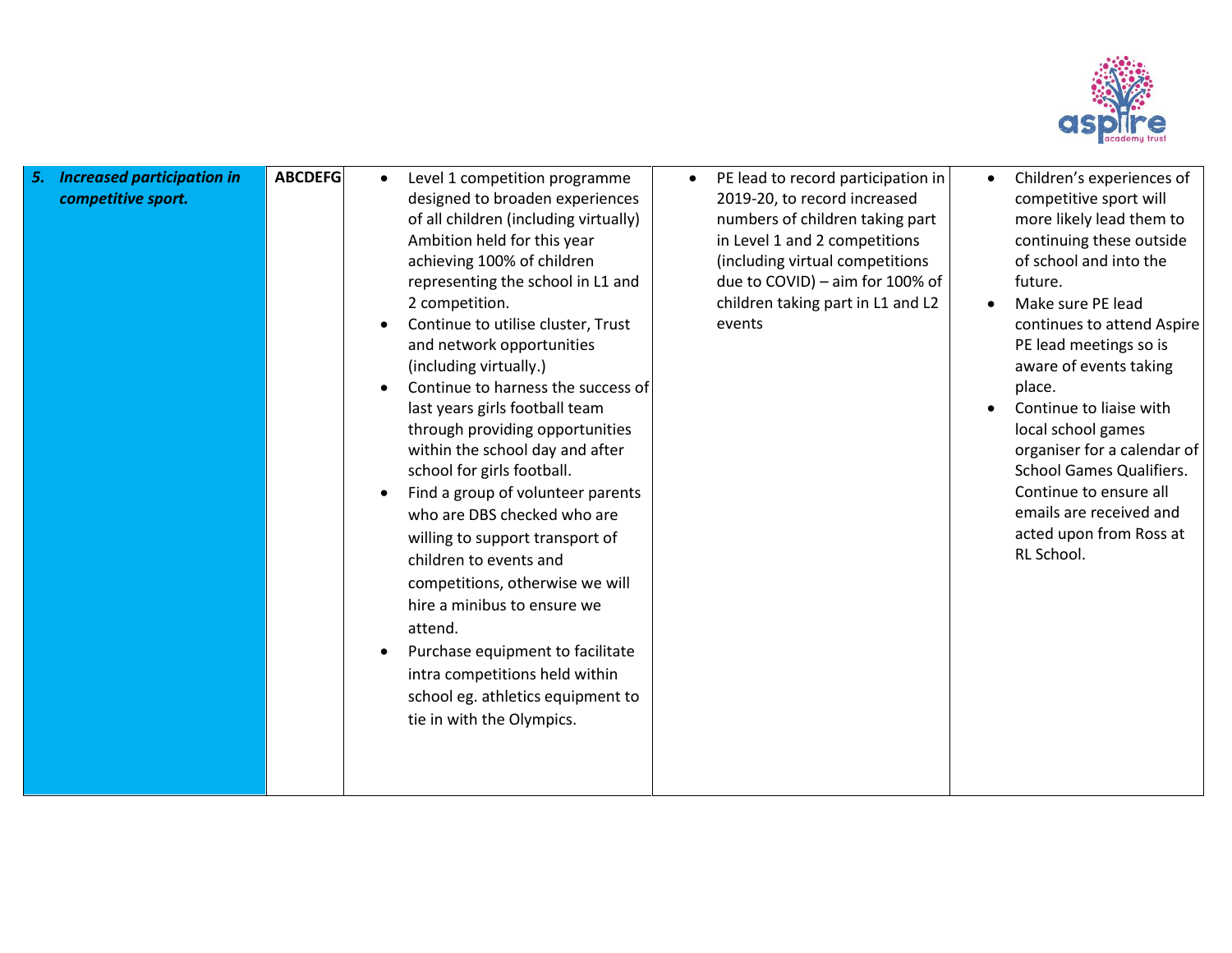| | | | | |
|---|---|---|---|---|
| ***5. Increased participation in competitive sport.*** | **ABCDEFG** | • Level 1 competition programme designed to broaden experiences of all children (including virtually) Ambition held for this year achieving 100% of children representing the school in L1 and 2 competition.<br>• Continue to utilise cluster, Trust and network opportunities (including virtually.)<br>• Continue to harness the success of last years girls football team through providing opportunities within the school day and after school for girls football.<br>• Find a group of volunteer parents who are DBS checked who are willing to support transport of children to events and competitions, otherwise we will hire a minibus to ensure we attend.<br>• Purchase equipment to facilitate intra competitions held within school eg. athletics equipment to tie in with the Olympics. | • PE lead to record participation in 2019-20, to record increased numbers of children taking part in Level 1 and 2 competitions (including virtual competitions due to COVID) – aim for 100% of children taking part in L1 and L2 events | • Children's experiences of competitive sport will more likely lead them to continuing these outside of school and into the future.<br>• Make sure PE lead continues to attend Aspire PE lead meetings so is aware of events taking place.<br>• Continue to liaise with local school games organiser for a calendar of School Games Qualifiers. Continue to ensure all emails are received and acted upon from Ross at RL School. |